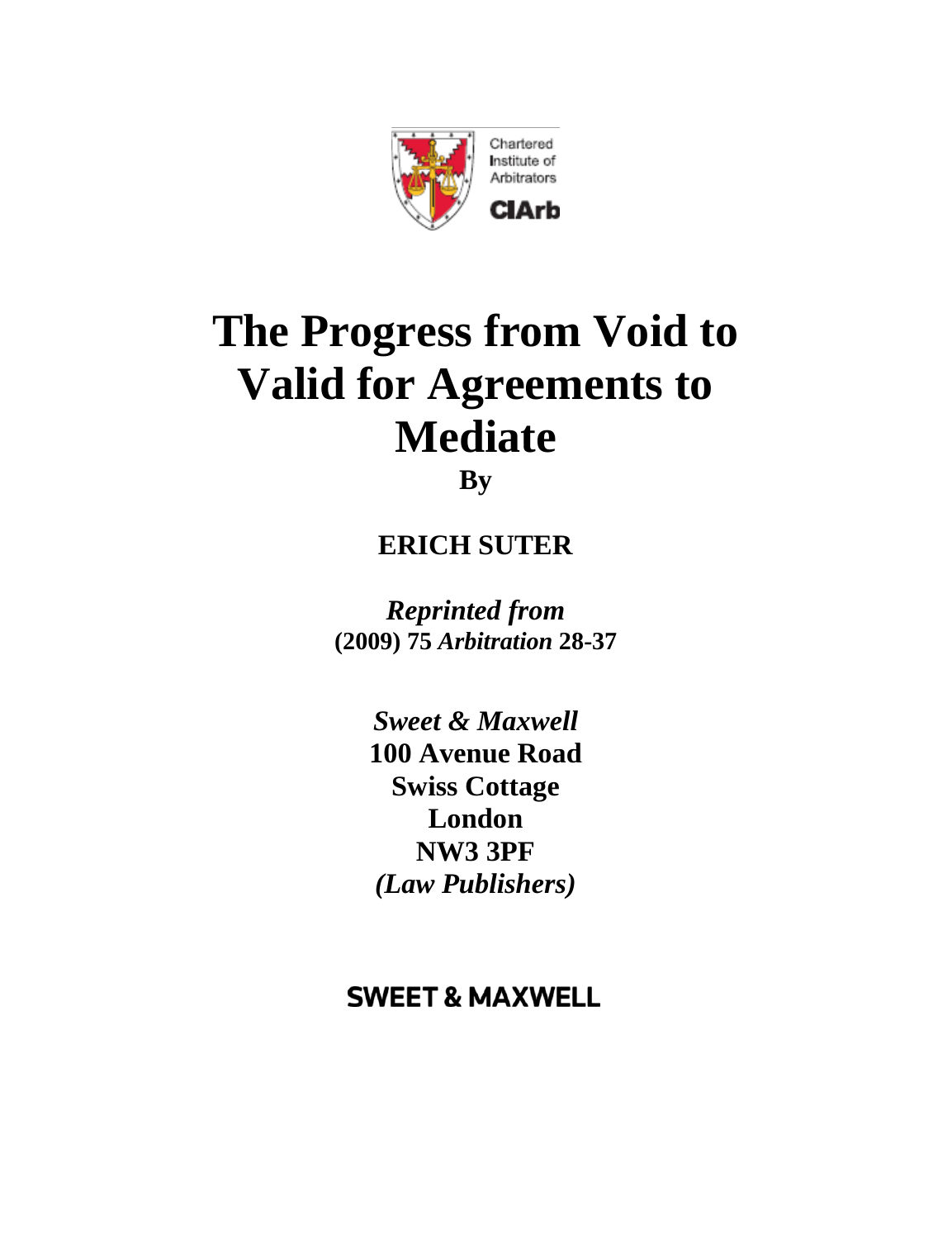Chartered Institute of Arbitrators

CIArb

# The Progress from Void to Valid for Agreements to Mediate

**By**

**ERICH SUTER**

***Reprinted from***
**(2009) 75 *Arbitration* 28-37**

***Sweet & Maxwell***
**100 Avenue Road**
**Swiss Cottage**
**London**
**NW3 3PF**
***(Law Publishers)***

**SWEET & MAXWELL**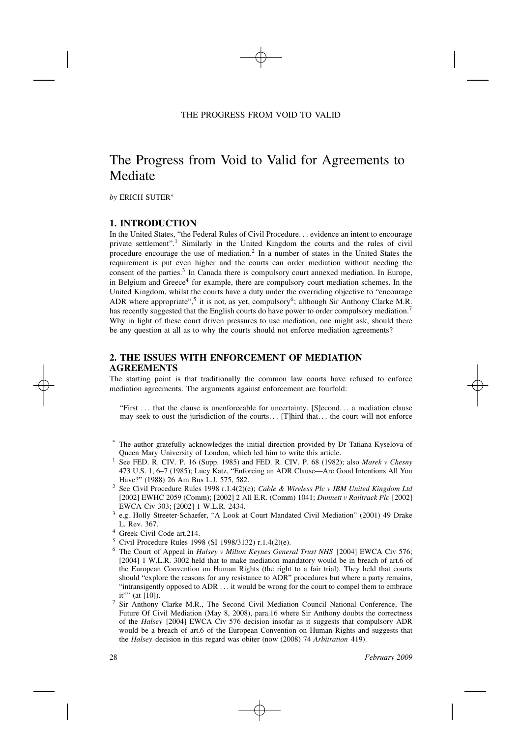# The Progress from Void to Valid for Agreements to Mediate

*by* ERICH SUTER*

## 1. INTRODUCTION

In the United States, "the Federal Rules of Civil Procedure... evidence an intent to encourage private settlement".[1] Similarly in the United Kingdom the courts and the rules of civil procedure encourage the use of mediation.[2] In a number of states in the United States the requirement is put even higher and the courts can order mediation without needing the consent of the parties.[3] In Canada there is compulsory court annexed mediation. In Europe, in Belgium and Greece[4] for example, there are compulsory court mediation schemes. In the United Kingdom, whilst the courts have a duty under the overriding objective to "encourage ADR where appropriate",[5] it is not, as yet, compulsory[6]; although Sir Anthony Clarke M.R. has recently suggested that the English courts do have power to order compulsory mediation.[7] Why in light of these court driven pressures to use mediation, one might ask, should there be any question at all as to why the courts should not enforce mediation agreements?

## 2. THE ISSUES WITH ENFORCEMENT OF MEDIATION AGREEMENTS

The starting point is that traditionally the common law courts have refused to enforce mediation agreements. The arguments against enforcement are fourfold:

> "First ... that the clause is unenforceable for uncertainty. [S]econd... a mediation clause may seek to oust the jurisdiction of the courts... [T]hird that... the court will not enforce

---

\* The author gratefully acknowledges the initial direction provided by Dr Tatiana Kyselova of Queen Mary University of London, which led him to write this article.

[1] See FED. R. CIV. P. 16 (Supp. 1985) and FED. R. CIV. P. 68 (1982); also *Marek v Chesny* 473 U.S. 1, 6–7 (1985); Lucy Katz, "Enforcing an ADR Clause—Are Good Intentions All You Have?" (1988) 26 Am Bus L.J. 575, 582.

[2] See Civil Procedure Rules 1998 r.1.4(2)(e); *Cable & Wireless Plc v IBM United Kingdom Ltd* [2002] EWHC 2059 (Comm); [2002] 2 All E.R. (Comm) 1041; *Dunnett v Railtrack Plc* [2002] EWCA Civ 303; [2002] 1 W.L.R. 2434.

[3] e.g. Holly Streeter-Schaefer, "A Look at Court Mandated Civil Mediation" (2001) 49 Drake L. Rev. 367.

[4] Greek Civil Code art.214.

[5] Civil Procedure Rules 1998 (SI 1998/3132) r.1.4(2)(e).

[6] The Court of Appeal in *Halsey v Milton Keynes General Trust NHS* [2004] EWCA Civ 576; [2004] 1 W.L.R. 3002 held that to make mediation mandatory would be in breach of art.6 of the European Convention on Human Rights (the right to a fair trial). They held that courts should "explore the reasons for any resistance to ADR" procedures but where a party remains, "intransigently opposed to ADR ... it would be wrong for the court to compel them to embrace it"" (at [10]).

[7] Sir Anthony Clarke M.R., The Second Civil Mediation Council National Conference, The Future Of Civil Mediation (May 8, 2008), para.16 where Sir Anthony doubts the correctness of the *Halsey* [2004] EWCA Civ 576 decision insofar as it suggests that compulsory ADR would be a breach of art.6 of the European Convention on Human Rights and suggests that the *Halsey* decision in this regard was obiter (now (2008) 74 *Arbitration* 419).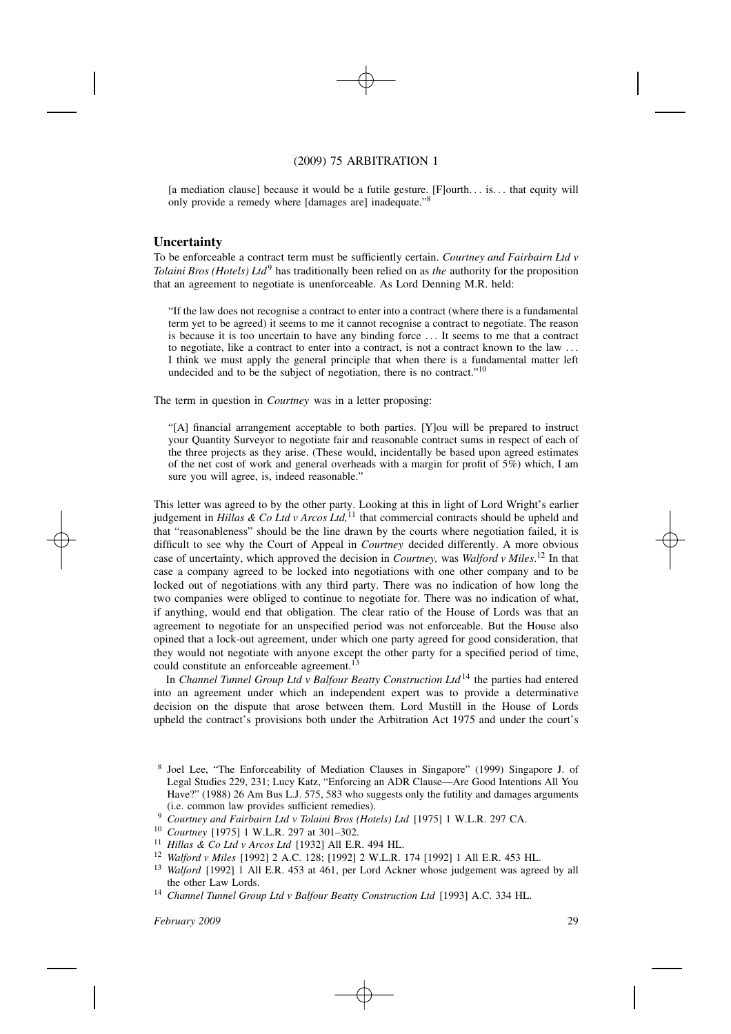[a mediation clause] because it would be a futile gesture. [F]ourth. . . is. . . that equity will only provide a remedy where [damages are] inadequate."[8]

## Uncertainty

To be enforceable a contract term must be sufficiently certain. *Courtney and Fairbairn Ltd v Tolaini Bros (Hotels) Ltd*[9] has traditionally been relied on as *the* authority for the proposition that an agreement to negotiate is unenforceable. As Lord Denning M.R. held:

> "If the law does not recognise a contract to enter into a contract (where there is a fundamental term yet to be agreed) it seems to me it cannot recognise a contract to negotiate. The reason is because it is too uncertain to have any binding force . . . It seems to me that a contract to negotiate, like a contract to enter into a contract, is not a contract known to the law . . . I think we must apply the general principle that when there is a fundamental matter left undecided and to be the subject of negotiation, there is no contract."[10]

The term in question in *Courtney* was in a letter proposing:

> "[A] financial arrangement acceptable to both parties. [Y]ou will be prepared to instruct your Quantity Surveyor to negotiate fair and reasonable contract sums in respect of each of the three projects as they arise. (These would, incidentally be based upon agreed estimates of the net cost of work and general overheads with a margin for profit of 5%) which, I am sure you will agree, is, indeed reasonable."

This letter was agreed to by the other party. Looking at this in light of Lord Wright's earlier judgement in *Hillas & Co Ltd v Arcos Ltd,*[11] that commercial contracts should be upheld and that "reasonableness" should be the line drawn by the courts where negotiation failed, it is difficult to see why the Court of Appeal in *Courtney* decided differently. A more obvious case of uncertainty, which approved the decision in *Courtney,* was *Walford v Miles*.[12] In that case a company agreed to be locked into negotiations with one other company and to be locked out of negotiations with any third party. There was no indication of how long the two companies were obliged to continue to negotiate for. There was no indication of what, if anything, would end that obligation. The clear ratio of the House of Lords was that an agreement to negotiate for an unspecified period was not enforceable. But the House also opined that a lock-out agreement, under which one party agreed for good consideration, that they would not negotiate with anyone except the other party for a specified period of time, could constitute an enforceable agreement.[13]

In *Channel Tunnel Group Ltd v Balfour Beatty Construction Ltd*[14] the parties had entered into an agreement under which an independent expert was to provide a determinative decision on the dispute that arose between them. Lord Mustill in the House of Lords upheld the contract's provisions both under the Arbitration Act 1975 and under the court's

---

[8] Joel Lee, "The Enforceability of Mediation Clauses in Singapore" (1999) Singapore J. of Legal Studies 229, 231; Lucy Katz, "Enforcing an ADR Clause—Are Good Intentions All You Have?" (1988) 26 Am Bus L.J. 575, 583 who suggests only the futility and damages arguments (i.e. common law provides sufficient remedies).

[9] *Courtney and Fairbairn Ltd v Tolaini Bros (Hotels) Ltd* [1975] 1 W.L.R. 297 CA.

[10] *Courtney* [1975] 1 W.L.R. 297 at 301–302.

[11] *Hillas & Co Ltd v Arcos Ltd* [1932] All E.R. 494 HL.

[12] *Walford v Miles* [1992] 2 A.C. 128; [1992] 2 W.L.R. 174 [1992] 1 All E.R. 453 HL.

[13] *Walford* [1992] 1 All E.R. 453 at 461, per Lord Ackner whose judgement was agreed by all the other Law Lords.

[14] *Channel Tunnel Group Ltd v Balfour Beatty Construction Ltd* [1993] A.C. 334 HL.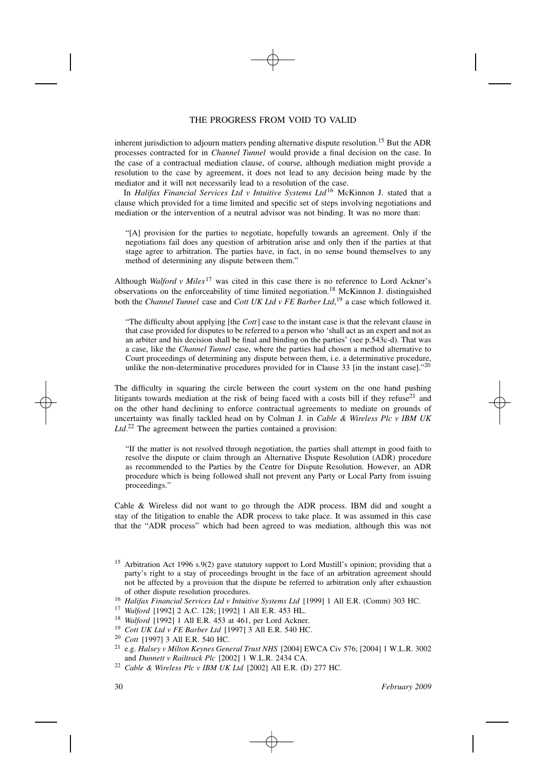inherent jurisdiction to adjourn matters pending alternative dispute resolution.[15] But the ADR processes contracted for in *Channel Tunnel* would provide a final decision on the case. In the case of a contractual mediation clause, of course, although mediation might provide a resolution to the case by agreement, it does not lead to any decision being made by the mediator and it will not necessarily lead to a resolution of the case.

In *Halifax Financial Services Ltd v Intuitive Systems Ltd*[16] McKinnon J. stated that a clause which provided for a time limited and specific set of steps involving negotiations and mediation or the intervention of a neutral advisor was not binding. It was no more than:

> "[A] provision for the parties to negotiate, hopefully towards an agreement. Only if the negotiations fail does any question of arbitration arise and only then if the parties at that stage agree to arbitration. The parties have, in fact, in no sense bound themselves to any method of determining any dispute between them."

Although *Walford v Miles*[17] was cited in this case there is no reference to Lord Ackner's observations on the enforceability of time limited negotiation.[18] McKinnon J. distinguished both the *Channel Tunnel* case and *Cott UK Ltd v FE Barber Ltd*,[19] a case which followed it.

> "The difficulty about applying [the *Cott*] case to the instant case is that the relevant clause in that case provided for disputes to be referred to a person who 'shall act as an expert and not as an arbiter and his decision shall be final and binding on the parties' (see p.543c-d). That was a case, like the *Channel Tunnel* case, where the parties had chosen a method alternative to Court proceedings of determining any dispute between them, i.e. a determinative procedure, unlike the non-determinative procedures provided for in Clause 33 [in the instant case]."[20]

The difficulty in squaring the circle between the court system on the one hand pushing litigants towards mediation at the risk of being faced with a costs bill if they refuse[21] and on the other hand declining to enforce contractual agreements to mediate on grounds of uncertainty was finally tackled head on by Colman J. in *Cable & Wireless Plc v IBM UK Ltd*.[22] The agreement between the parties contained a provision:

> "If the matter is not resolved through negotiation, the parties shall attempt in good faith to resolve the dispute or claim through an Alternative Dispute Resolution (ADR) procedure as recommended to the Parties by the Centre for Dispute Resolution. However, an ADR procedure which is being followed shall not prevent any Party or Local Party from issuing proceedings."

Cable & Wireless did not want to go through the ADR process. IBM did and sought a stay of the litigation to enable the ADR process to take place. It was assumed in this case that the "ADR process" which had been agreed to was mediation, although this was not

---

[15] Arbitration Act 1996 s.9(2) gave statutory support to Lord Mustill's opinion; providing that a party's right to a stay of proceedings brought in the face of an arbitration agreement should not be affected by a provision that the dispute be referred to arbitration only after exhaustion of other dispute resolution procedures.

[16] *Halifax Financial Services Ltd v Intuitive Systems Ltd* [1999] 1 All E.R. (Comm) 303 HC.

[17] *Walford* [1992] 2 A.C. 128; [1992] 1 All E.R. 453 HL.

[18] *Walford* [1992] 1 All E.R. 453 at 461, per Lord Ackner.

[19] *Cott UK Ltd v FE Barber Ltd* [1997] 3 All E.R. 540 HC.

[20] *Cott* [1997] 3 All E.R. 540 HC.

[21] e.g. *Halsey v Milton Keynes General Trust NHS* [2004] EWCA Civ 576; [2004] 1 W.L.R. 3002 and *Dunnett v Railtrack Plc* [2002] 1 W.L.R. 2434 CA.

[22] *Cable & Wireless Plc v IBM UK Ltd* [2002] All E.R. (D) 277 HC.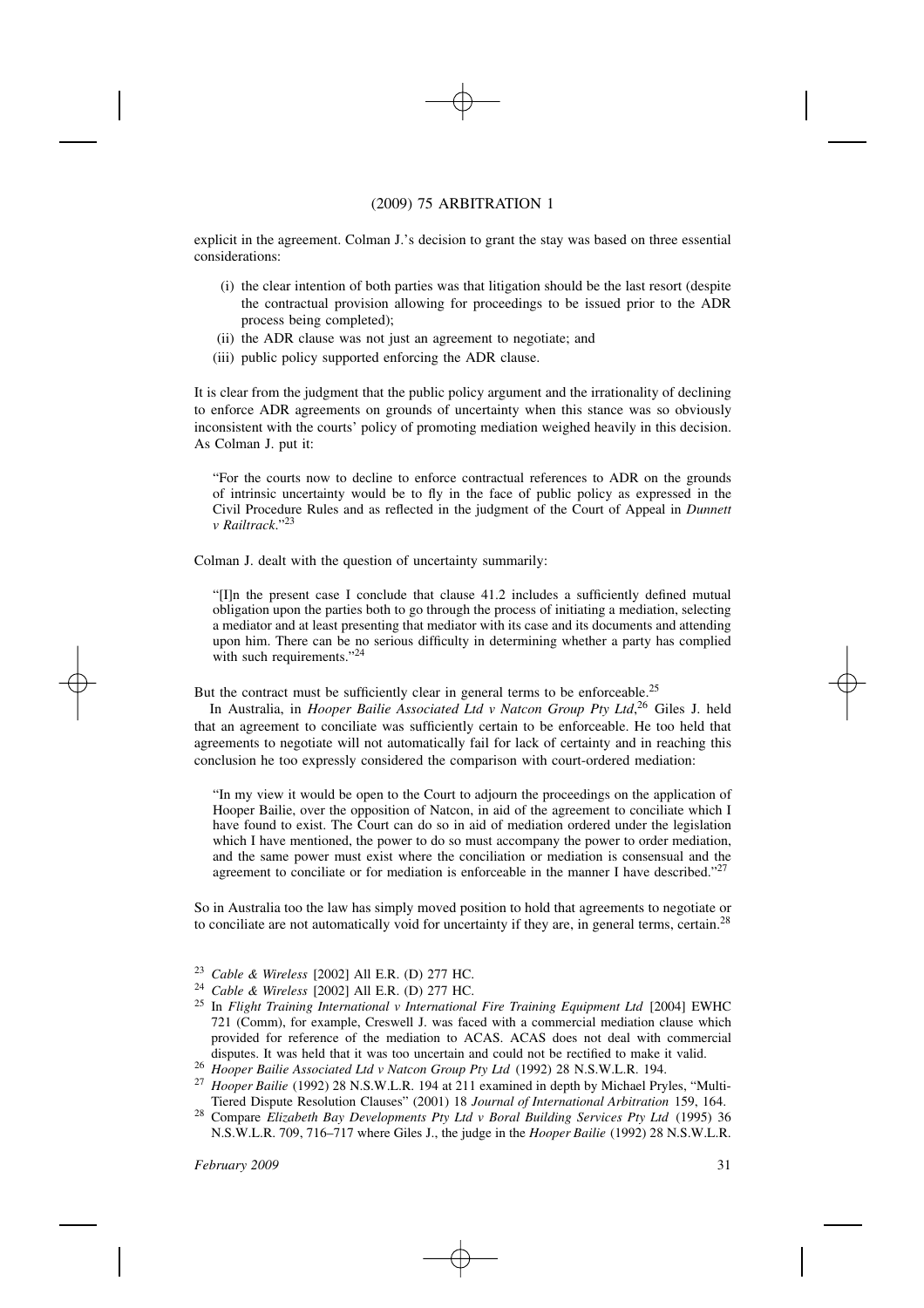explicit in the agreement. Colman J.'s decision to grant the stay was based on three essential considerations:

- (i) the clear intention of both parties was that litigation should be the last resort (despite the contractual provision allowing for proceedings to be issued prior to the ADR process being completed);
- (ii) the ADR clause was not just an agreement to negotiate; and
- (iii) public policy supported enforcing the ADR clause.

It is clear from the judgment that the public policy argument and the irrationality of declining to enforce ADR agreements on grounds of uncertainty when this stance was so obviously inconsistent with the courts' policy of promoting mediation weighed heavily in this decision. As Colman J. put it:

> "For the courts now to decline to enforce contractual references to ADR on the grounds of intrinsic uncertainty would be to fly in the face of public policy as expressed in the Civil Procedure Rules and as reflected in the judgment of the Court of Appeal in *Dunnett v Railtrack*."[23]

Colman J. dealt with the question of uncertainty summarily:

> "[I]n the present case I conclude that clause 41.2 includes a sufficiently defined mutual obligation upon the parties both to go through the process of initiating a mediation, selecting a mediator and at least presenting that mediator with its case and its documents and attending upon him. There can be no serious difficulty in determining whether a party has complied with such requirements."[24]

But the contract must be sufficiently clear in general terms to be enforceable.[25]

In Australia, in *Hooper Bailie Associated Ltd v Natcon Group Pty Ltd*,[26] Giles J. held that an agreement to conciliate was sufficiently certain to be enforceable. He too held that agreements to negotiate will not automatically fail for lack of certainty and in reaching this conclusion he too expressly considered the comparison with court-ordered mediation:

> "In my view it would be open to the Court to adjourn the proceedings on the application of Hooper Bailie, over the opposition of Natcon, in aid of the agreement to conciliate which I have found to exist. The Court can do so in aid of mediation ordered under the legislation which I have mentioned, the power to do so must accompany the power to order mediation, and the same power must exist where the conciliation or mediation is consensual and the agreement to conciliate or for mediation is enforceable in the manner I have described."[27]

So in Australia too the law has simply moved position to hold that agreements to negotiate or to conciliate are not automatically void for uncertainty if they are, in general terms, certain.[28]

---

[23] *Cable & Wireless* [2002] All E.R. (D) 277 HC.

[24] *Cable & Wireless* [2002] All E.R. (D) 277 HC.

[25] In *Flight Training International v International Fire Training Equipment Ltd* [2004] EWHC 721 (Comm), for example, Creswell J. was faced with a commercial mediation clause which provided for reference of the mediation to ACAS. ACAS does not deal with commercial disputes. It was held that it was too uncertain and could not be rectified to make it valid.

[26] *Hooper Bailie Associated Ltd v Natcon Group Pty Ltd* (1992) 28 N.S.W.L.R. 194.

[27] *Hooper Bailie* (1992) 28 N.S.W.L.R. 194 at 211 examined in depth by Michael Pryles, "Multi-Tiered Dispute Resolution Clauses" (2001) 18 *Journal of International Arbitration* 159, 164.

[28] Compare *Elizabeth Bay Developments Pty Ltd v Boral Building Services Pty Ltd* (1995) 36 N.S.W.L.R. 709, 716–717 where Giles J., the judge in the *Hooper Bailie* (1992) 28 N.S.W.L.R.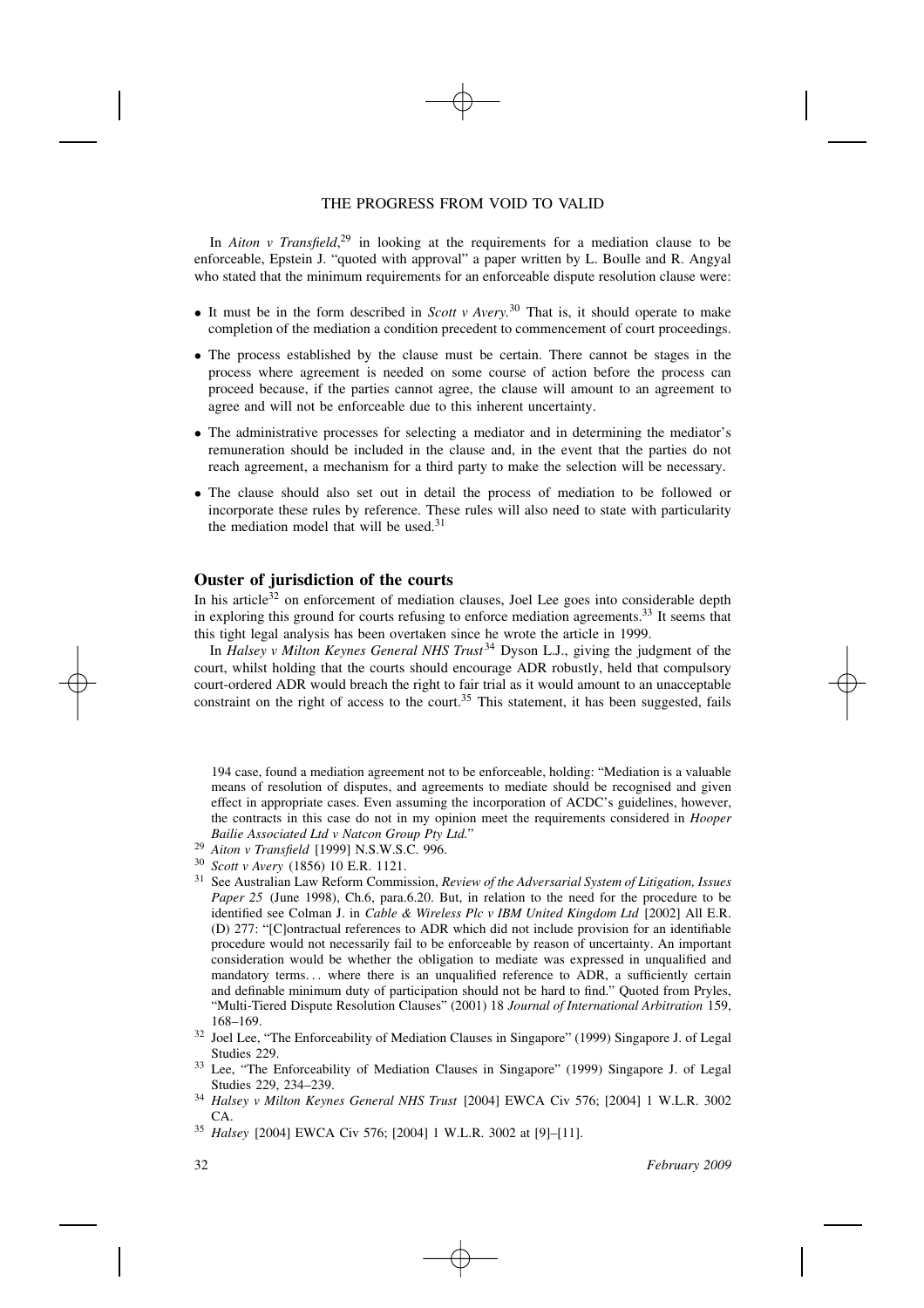In *Aiton v Transfield*,[29] in looking at the requirements for a mediation clause to be enforceable, Epstein J. "quoted with approval" a paper written by L. Boulle and R. Angyal who stated that the minimum requirements for an enforceable dispute resolution clause were:

- It must be in the form described in *Scott v Avery*.[30] That is, it should operate to make completion of the mediation a condition precedent to commencement of court proceedings.
- The process established by the clause must be certain. There cannot be stages in the process where agreement is needed on some course of action before the process can proceed because, if the parties cannot agree, the clause will amount to an agreement to agree and will not be enforceable due to this inherent uncertainty.
- The administrative processes for selecting a mediator and in determining the mediator's remuneration should be included in the clause and, in the event that the parties do not reach agreement, a mechanism for a third party to make the selection will be necessary.
- The clause should also set out in detail the process of mediation to be followed or incorporate these rules by reference. These rules will also need to state with particularity the mediation model that will be used.[31]

## Ouster of jurisdiction of the courts

In his article[32] on enforcement of mediation clauses, Joel Lee goes into considerable depth in exploring this ground for courts refusing to enforce mediation agreements.[33] It seems that this tight legal analysis has been overtaken since he wrote the article in 1999.

In *Halsey v Milton Keynes General NHS Trust*[34] Dyson L.J., giving the judgment of the court, whilst holding that the courts should encourage ADR robustly, held that compulsory court-ordered ADR would breach the right to fair trial as it would amount to an unacceptable constraint on the right of access to the court.[35] This statement, it has been suggested, fails

194 case, found a mediation agreement not to be enforceable, holding: "Mediation is a valuable means of resolution of disputes, and agreements to mediate should be recognised and given effect in appropriate cases. Even assuming the incorporation of ACDC's guidelines, however, the contracts in this case do not in my opinion meet the requirements considered in *Hooper Bailie Associated Ltd v Natcon Group Pty Ltd.*"

[29] *Aiton v Transfield* [1999] N.S.W.S.C. 996.

[30] *Scott v Avery* (1856) 10 E.R. 1121.

[31] See Australian Law Reform Commission, *Review of the Adversarial System of Litigation, Issues Paper 25* (June 1998), Ch.6, para.6.20. But, in relation to the need for the procedure to be identified see Colman J. in *Cable & Wireless Plc v IBM United Kingdom Ltd* [2002] All E.R. (D) 277: "[C]ontractual references to ADR which did not include provision for an identifiable procedure would not necessarily fail to be enforceable by reason of uncertainty. An important consideration would be whether the obligation to mediate was expressed in unqualified and mandatory terms... where there is an unqualified reference to ADR, a sufficiently certain and definable minimum duty of participation should not be hard to find." Quoted from Pryles, "Multi-Tiered Dispute Resolution Clauses" (2001) 18 *Journal of International Arbitration* 159, 168–169.

[32] Joel Lee, "The Enforceability of Mediation Clauses in Singapore" (1999) Singapore J. of Legal Studies 229.

[33] Lee, "The Enforceability of Mediation Clauses in Singapore" (1999) Singapore J. of Legal Studies 229, 234–239.

[34] *Halsey v Milton Keynes General NHS Trust* [2004] EWCA Civ 576; [2004] 1 W.L.R. 3002 CA.

[35] *Halsey* [2004] EWCA Civ 576; [2004] 1 W.L.R. 3002 at [9]–[11].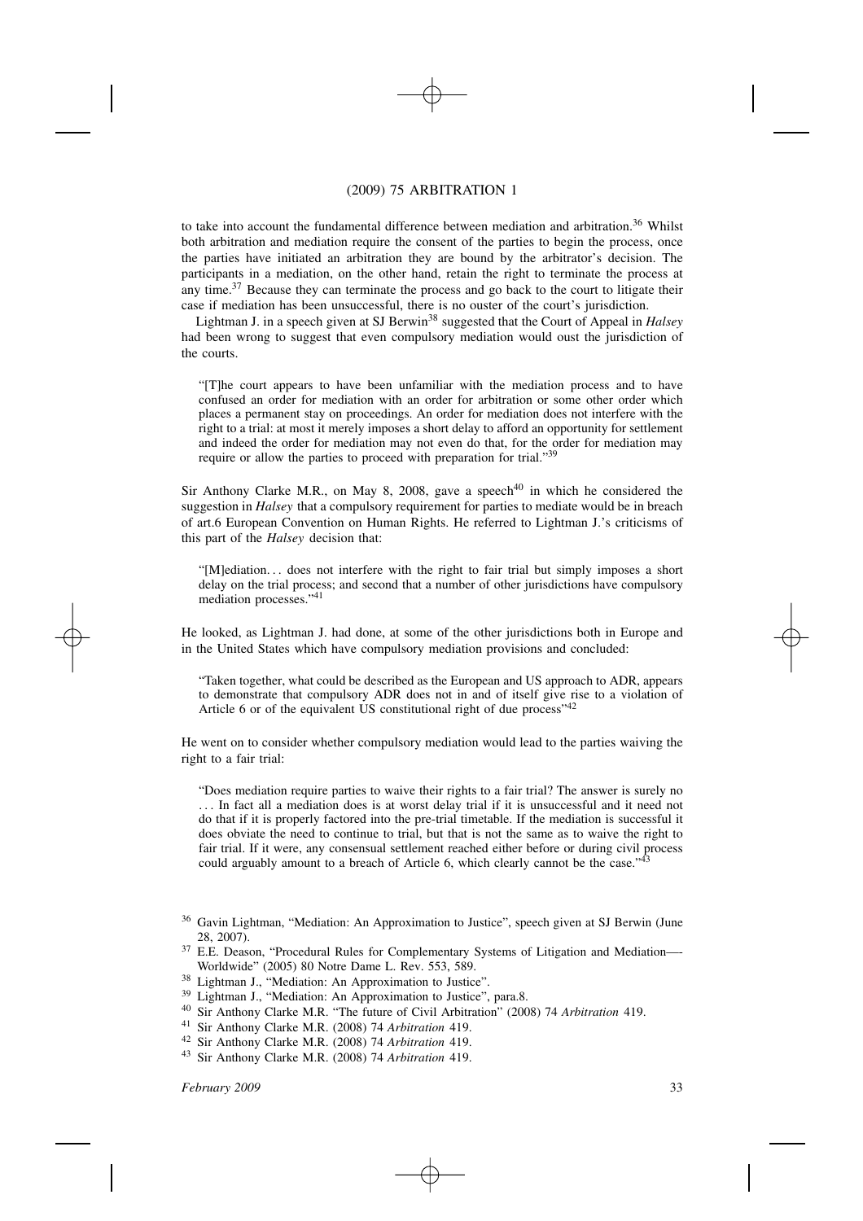to take into account the fundamental difference between mediation and arbitration.[36] Whilst both arbitration and mediation require the consent of the parties to begin the process, once the parties have initiated an arbitration they are bound by the arbitrator's decision. The participants in a mediation, on the other hand, retain the right to terminate the process at any time.[37] Because they can terminate the process and go back to the court to litigate their case if mediation has been unsuccessful, there is no ouster of the court's jurisdiction.

Lightman J. in a speech given at SJ Berwin[38] suggested that the Court of Appeal in *Halsey* had been wrong to suggest that even compulsory mediation would oust the jurisdiction of the courts.

> "[T]he court appears to have been unfamiliar with the mediation process and to have confused an order for mediation with an order for arbitration or some other order which places a permanent stay on proceedings. An order for mediation does not interfere with the right to a trial: at most it merely imposes a short delay to afford an opportunity for settlement and indeed the order for mediation may not even do that, for the order for mediation may require or allow the parties to proceed with preparation for trial."[39]

Sir Anthony Clarke M.R., on May 8, 2008, gave a speech[40] in which he considered the suggestion in *Halsey* that a compulsory requirement for parties to mediate would be in breach of art.6 European Convention on Human Rights. He referred to Lightman J.'s criticisms of this part of the *Halsey* decision that:

> "[M]ediation... does not interfere with the right to fair trial but simply imposes a short delay on the trial process; and second that a number of other jurisdictions have compulsory mediation processes."[41]

He looked, as Lightman J. had done, at some of the other jurisdictions both in Europe and in the United States which have compulsory mediation provisions and concluded:

> "Taken together, what could be described as the European and US approach to ADR, appears to demonstrate that compulsory ADR does not in and of itself give rise to a violation of Article 6 or of the equivalent US constitutional right of due process"[42]

He went on to consider whether compulsory mediation would lead to the parties waiving the right to a fair trial:

> "Does mediation require parties to waive their rights to a fair trial? The answer is surely no ... In fact all a mediation does is at worst delay trial if it is unsuccessful and it need not do that if it is properly factored into the pre-trial timetable. If the mediation is successful it does obviate the need to continue to trial, but that is not the same as to waive the right to fair trial. If it were, any consensual settlement reached either before or during civil process could arguably amount to a breach of Article 6, which clearly cannot be the case."[43]

---

[36] Gavin Lightman, "Mediation: An Approximation to Justice", speech given at SJ Berwin (June 28, 2007).

[37] E.E. Deason, "Procedural Rules for Complementary Systems of Litigation and Mediation—Worldwide" (2005) 80 Notre Dame L. Rev. 553, 589.

[38] Lightman J., "Mediation: An Approximation to Justice".

[39] Lightman J., "Mediation: An Approximation to Justice", para.8.

[40] Sir Anthony Clarke M.R. "The future of Civil Arbitration" (2008) 74 *Arbitration* 419.

[41] Sir Anthony Clarke M.R. (2008) 74 *Arbitration* 419.

[42] Sir Anthony Clarke M.R. (2008) 74 *Arbitration* 419.

[43] Sir Anthony Clarke M.R. (2008) 74 *Arbitration* 419.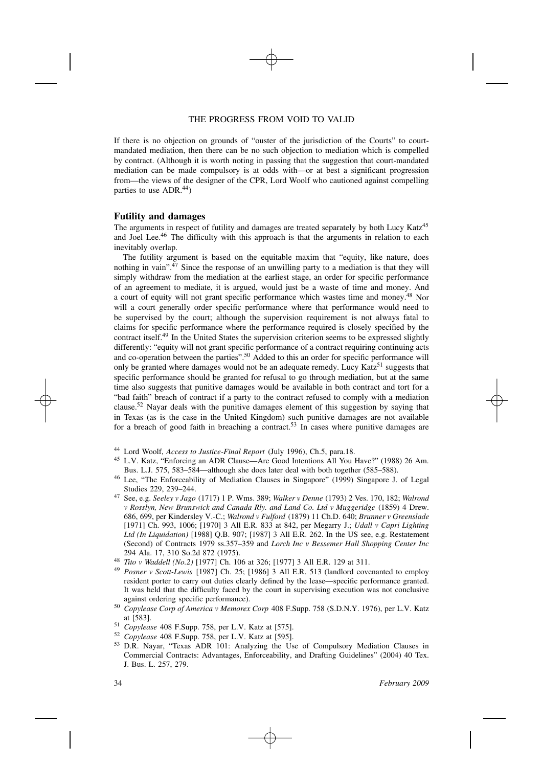If there is no objection on grounds of "ouster of the jurisdiction of the Courts" to court-mandated mediation, then there can be no such objection to mediation which is compelled by contract. (Although it is worth noting in passing that the suggestion that court-mandated mediation can be made compulsory is at odds with—or at best a significant progression from—the views of the designer of the CPR, Lord Woolf who cautioned against compelling parties to use ADR.[44])

## Futility and damages

The arguments in respect of futility and damages are treated separately by both Lucy Katz[45] and Joel Lee.[46] The difficulty with this approach is that the arguments in relation to each inevitably overlap.

The futility argument is based on the equitable maxim that "equity, like nature, does nothing in vain".[47] Since the response of an unwilling party to a mediation is that they will simply withdraw from the mediation at the earliest stage, an order for specific performance of an agreement to mediate, it is argued, would just be a waste of time and money. And a court of equity will not grant specific performance which wastes time and money.[48] Nor will a court generally order specific performance where that performance would need to be supervised by the court; although the supervision requirement is not always fatal to claims for specific performance where the performance required is closely specified by the contract itself.[49] In the United States the supervision criterion seems to be expressed slightly differently: "equity will not grant specific performance of a contract requiring continuing acts and co-operation between the parties".[50] Added to this an order for specific performance will only be granted where damages would not be an adequate remedy. Lucy Katz[51] suggests that specific performance should be granted for refusal to go through mediation, but at the same time also suggests that punitive damages would be available in both contract and tort for a "bad faith" breach of contract if a party to the contract refused to comply with a mediation clause.[52] Nayar deals with the punitive damages element of this suggestion by saying that in Texas (as is the case in the United Kingdom) such punitive damages are not available for a breach of good faith in breaching a contract.[53] In cases where punitive damages are

---

[44] Lord Woolf, *Access to Justice-Final Report* (July 1996), Ch.5, para.18.

[45] L.V. Katz, "Enforcing an ADR Clause—Are Good Intentions All You Have?" (1988) 26 Am. Bus. L.J. 575, 583–584—although she does later deal with both together (585–588).

[46] Lee, "The Enforceability of Mediation Clauses in Singapore" (1999) Singapore J. of Legal Studies 229, 239–244.

[47] See, e.g. *Seeley v Jago* (1717) 1 P. Wms. 389; *Walker v Denne* (1793) 2 Ves. 170, 182; *Walrond v Rosslyn, New Brunswick and Canada Rly. and Land Co. Ltd v Muggeridge* (1859) 4 Drew. 686, 699, per Kindersley V.-C.; *Walrond v Fulford* (1879) 11 Ch.D. 640; *Brunner v Greenslade* [1971] Ch. 993, 1006; [1970] 3 All E.R. 833 at 842, per Megarry J.; *Udall v Capri Lighting Ltd (In Liquidation)* [1988] Q.B. 907; [1987] 3 All E.R. 262. In the US see, e.g. Restatement (Second) of Contracts 1979 ss.357–359 and *Lorch Inc v Bessemer Hall Shopping Center Inc* 294 Ala. 17, 310 So.2d 872 (1975).

[48] *Tito v Waddell (No.2)* [1977] Ch. 106 at 326; [1977] 3 All E.R. 129 at 311.

[49] *Posner v Scott-Lewis* [1987] Ch. 25; [1986] 3 All E.R. 513 (landlord covenanted to employ resident porter to carry out duties clearly defined by the lease—specific performance granted. It was held that the difficulty faced by the court in supervising execution was not conclusive against ordering specific performance).

[50] *Copylease Corp of America v Memorex Corp* 408 F.Supp. 758 (S.D.N.Y. 1976), per L.V. Katz at [583].

[51] *Copylease* 408 F.Supp. 758, per L.V. Katz at [575].

[52] *Copylease* 408 F.Supp. 758, per L.V. Katz at [595].

[53] D.R. Nayar, "Texas ADR 101: Analyzing the Use of Compulsory Mediation Clauses in Commercial Contracts: Advantages, Enforceability, and Drafting Guidelines" (2004) 40 Tex. J. Bus. L. 257, 279.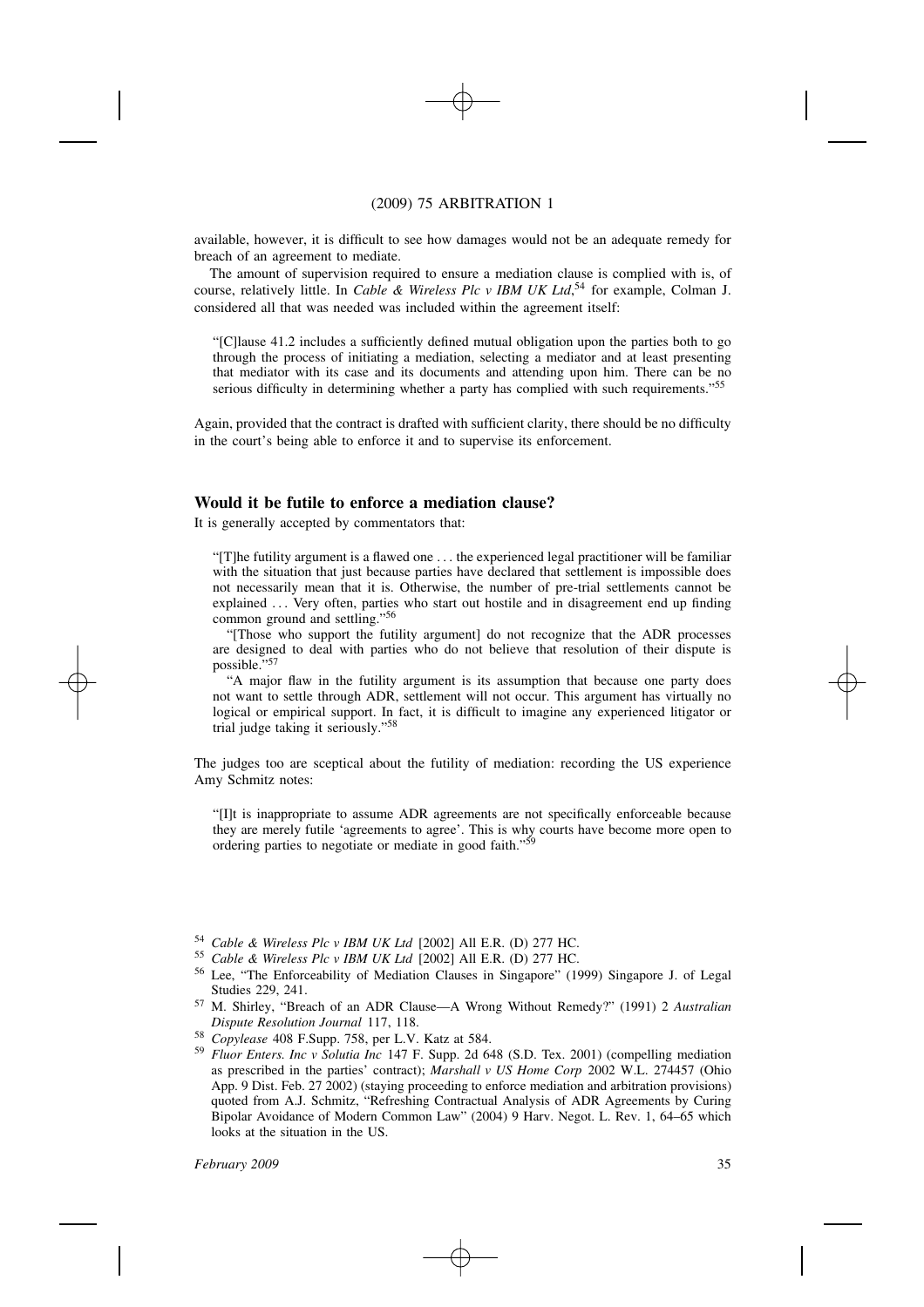available, however, it is difficult to see how damages would not be an adequate remedy for breach of an agreement to mediate.

The amount of supervision required to ensure a mediation clause is complied with is, of course, relatively little. In *Cable & Wireless Plc v IBM UK Ltd*,[54] for example, Colman J. considered all that was needed was included within the agreement itself:

> "[C]lause 41.2 includes a sufficiently defined mutual obligation upon the parties both to go through the process of initiating a mediation, selecting a mediator and at least presenting that mediator with its case and its documents and attending upon him. There can be no serious difficulty in determining whether a party has complied with such requirements."[55]

Again, provided that the contract is drafted with sufficient clarity, there should be no difficulty in the court's being able to enforce it and to supervise its enforcement.

## Would it be futile to enforce a mediation clause?

It is generally accepted by commentators that:

> "[T]he futility argument is a flawed one . . . the experienced legal practitioner will be familiar with the situation that just because parties have declared that settlement is impossible does not necessarily mean that it is. Otherwise, the number of pre-trial settlements cannot be explained . . . Very often, parties who start out hostile and in disagreement end up finding common ground and settling."[56]
>
> "[Those who support the futility argument] do not recognize that the ADR processes are designed to deal with parties who do not believe that resolution of their dispute is possible."[57]
>
> "A major flaw in the futility argument is its assumption that because one party does not want to settle through ADR, settlement will not occur. This argument has virtually no logical or empirical support. In fact, it is difficult to imagine any experienced litigator or trial judge taking it seriously."[58]

The judges too are sceptical about the futility of mediation: recording the US experience Amy Schmitz notes:

> "[I]t is inappropriate to assume ADR agreements are not specifically enforceable because they are merely futile 'agreements to agree'. This is why courts have become more open to ordering parties to negotiate or mediate in good faith."[59]

---

[54] *Cable & Wireless Plc v IBM UK Ltd* [2002] All E.R. (D) 277 HC.

[55] *Cable & Wireless Plc v IBM UK Ltd* [2002] All E.R. (D) 277 HC.

[56] Lee, "The Enforceability of Mediation Clauses in Singapore" (1999) Singapore J. of Legal Studies 229, 241.

[57] M. Shirley, "Breach of an ADR Clause—A Wrong Without Remedy?" (1991) 2 *Australian Dispute Resolution Journal* 117, 118.

[58] *Copylease* 408 F.Supp. 758, per L.V. Katz at 584.

[59] *Fluor Enters. Inc v Solutia Inc* 147 F. Supp. 2d 648 (S.D. Tex. 2001) (compelling mediation as prescribed in the parties' contract); *Marshall v US Home Corp* 2002 W.L. 274457 (Ohio App. 9 Dist. Feb. 27 2002) (staying proceeding to enforce mediation and arbitration provisions) quoted from A.J. Schmitz, "Refreshing Contractual Analysis of ADR Agreements by Curing Bipolar Avoidance of Modern Common Law" (2004) 9 Harv. Negot. L. Rev. 1, 64–65 which looks at the situation in the US.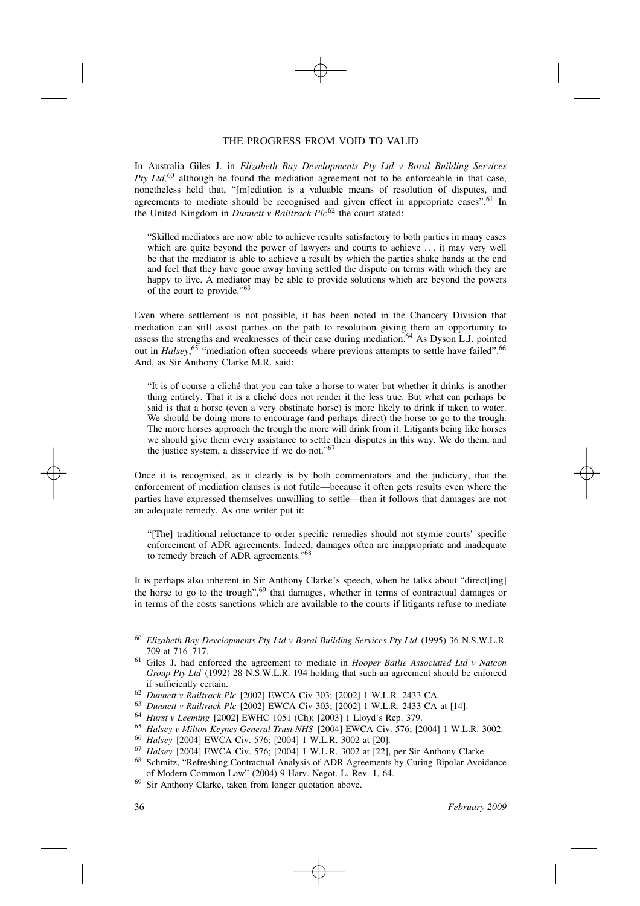In Australia Giles J. in *Elizabeth Bay Developments Pty Ltd v Boral Building Services Pty Ltd,*[60] although he found the mediation agreement not to be enforceable in that case, nonetheless held that, "[m]ediation is a valuable means of resolution of disputes, and agreements to mediate should be recognised and given effect in appropriate cases".[61] In the United Kingdom in *Dunnett v Railtrack Plc*[62] the court stated:

> "Skilled mediators are now able to achieve results satisfactory to both parties in many cases which are quite beyond the power of lawyers and courts to achieve . . . it may very well be that the mediator is able to achieve a result by which the parties shake hands at the end and feel that they have gone away having settled the dispute on terms with which they are happy to live. A mediator may be able to provide solutions which are beyond the powers of the court to provide."[63]

Even where settlement is not possible, it has been noted in the Chancery Division that mediation can still assist parties on the path to resolution giving them an opportunity to assess the strengths and weaknesses of their case during mediation.[64] As Dyson L.J. pointed out in *Halsey*,[65] "mediation often succeeds where previous attempts to settle have failed".[66] And, as Sir Anthony Clarke M.R. said:

> "It is of course a cliché that you can take a horse to water but whether it drinks is another thing entirely. That it is a cliché does not render it the less true. But what can perhaps be said is that a horse (even a very obstinate horse) is more likely to drink if taken to water. We should be doing more to encourage (and perhaps direct) the horse to go to the trough. The more horses approach the trough the more will drink from it. Litigants being like horses we should give them every assistance to settle their disputes in this way. We do them, and the justice system, a disservice if we do not."[67]

Once it is recognised, as it clearly is by both commentators and the judiciary, that the enforcement of mediation clauses is not futile—because it often gets results even where the parties have expressed themselves unwilling to settle—then it follows that damages are not an adequate remedy. As one writer put it:

> "[The] traditional reluctance to order specific remedies should not stymie courts' specific enforcement of ADR agreements. Indeed, damages often are inappropriate and inadequate to remedy breach of ADR agreements."[68]

It is perhaps also inherent in Sir Anthony Clarke's speech, when he talks about "direct[ing] the horse to go to the trough",[69] that damages, whether in terms of contractual damages or in terms of the costs sanctions which are available to the courts if litigants refuse to mediate

---

[60] *Elizabeth Bay Developments Pty Ltd v Boral Building Services Pty Ltd* (1995) 36 N.S.W.L.R. 709 at 716–717.

[61] Giles J. had enforced the agreement to mediate in *Hooper Bailie Associated Ltd v Natcon Group Pty Ltd* (1992) 28 N.S.W.L.R. 194 holding that such an agreement should be enforced if sufficiently certain.

[62] *Dunnett v Railtrack Plc* [2002] EWCA Civ 303; [2002] 1 W.L.R. 2433 CA.

[63] *Dunnett v Railtrack Plc* [2002] EWCA Civ 303; [2002] 1 W.L.R. 2433 CA at [14].

[64] *Hurst v Leeming* [2002] EWHC 1051 (Ch); [2003] 1 Lloyd's Rep. 379.

[65] *Halsey v Milton Keynes General Trust NHS* [2004] EWCA Civ. 576; [2004] 1 W.L.R. 3002.

[66] *Halsey* [2004] EWCA Civ. 576; [2004] 1 W.L.R. 3002 at [20].

[67] *Halsey* [2004] EWCA Civ. 576; [2004] 1 W.L.R. 3002 at [22], per Sir Anthony Clarke.

[68] Schmitz, "Refreshing Contractual Analysis of ADR Agreements by Curing Bipolar Avoidance of Modern Common Law" (2004) 9 Harv. Negot. L. Rev. 1, 64.

[69] Sir Anthony Clarke, taken from longer quotation above.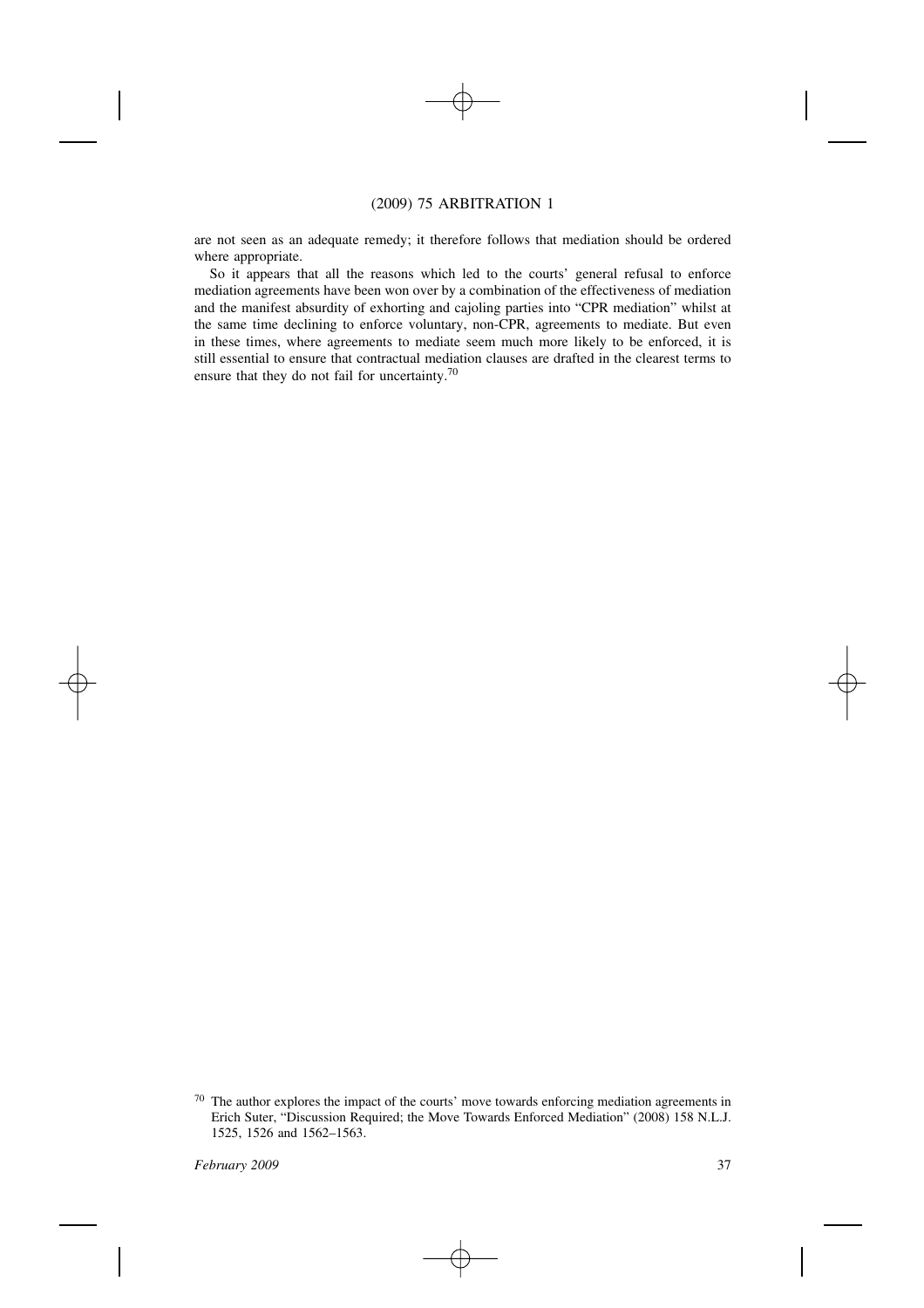are not seen as an adequate remedy; it therefore follows that mediation should be ordered where appropriate.

So it appears that all the reasons which led to the courts' general refusal to enforce mediation agreements have been won over by a combination of the effectiveness of mediation and the manifest absurdity of exhorting and cajoling parties into "CPR mediation" whilst at the same time declining to enforce voluntary, non-CPR, agreements to mediate. But even in these times, where agreements to mediate seem much more likely to be enforced, it is still essential to ensure that contractual mediation clauses are drafted in the clearest terms to ensure that they do not fail for uncertainty.[70]

[70] The author explores the impact of the courts' move towards enforcing mediation agreements in Erich Suter, "Discussion Required; the Move Towards Enforced Mediation" (2008) 158 N.L.J. 1525, 1526 and 1562–1563.